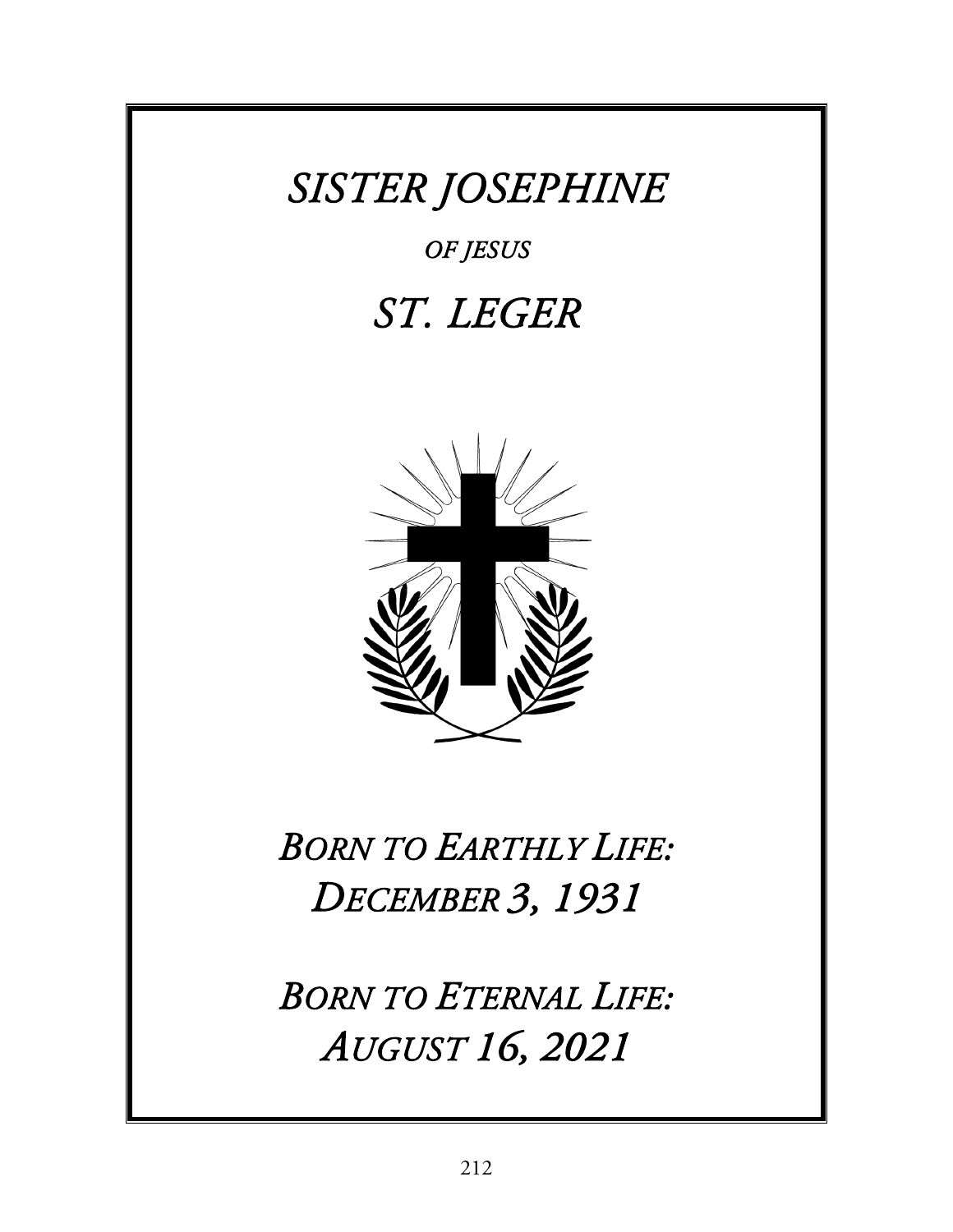# *SISTER JOSEPHINE*

*OF JESUS*

# *ST. LEGER*

## *BORN TO EARTHLY LIFE: DECEMBER 3, 1931*

## *BORN TO ETERNAL LIFE: AUGUST 16, 2021*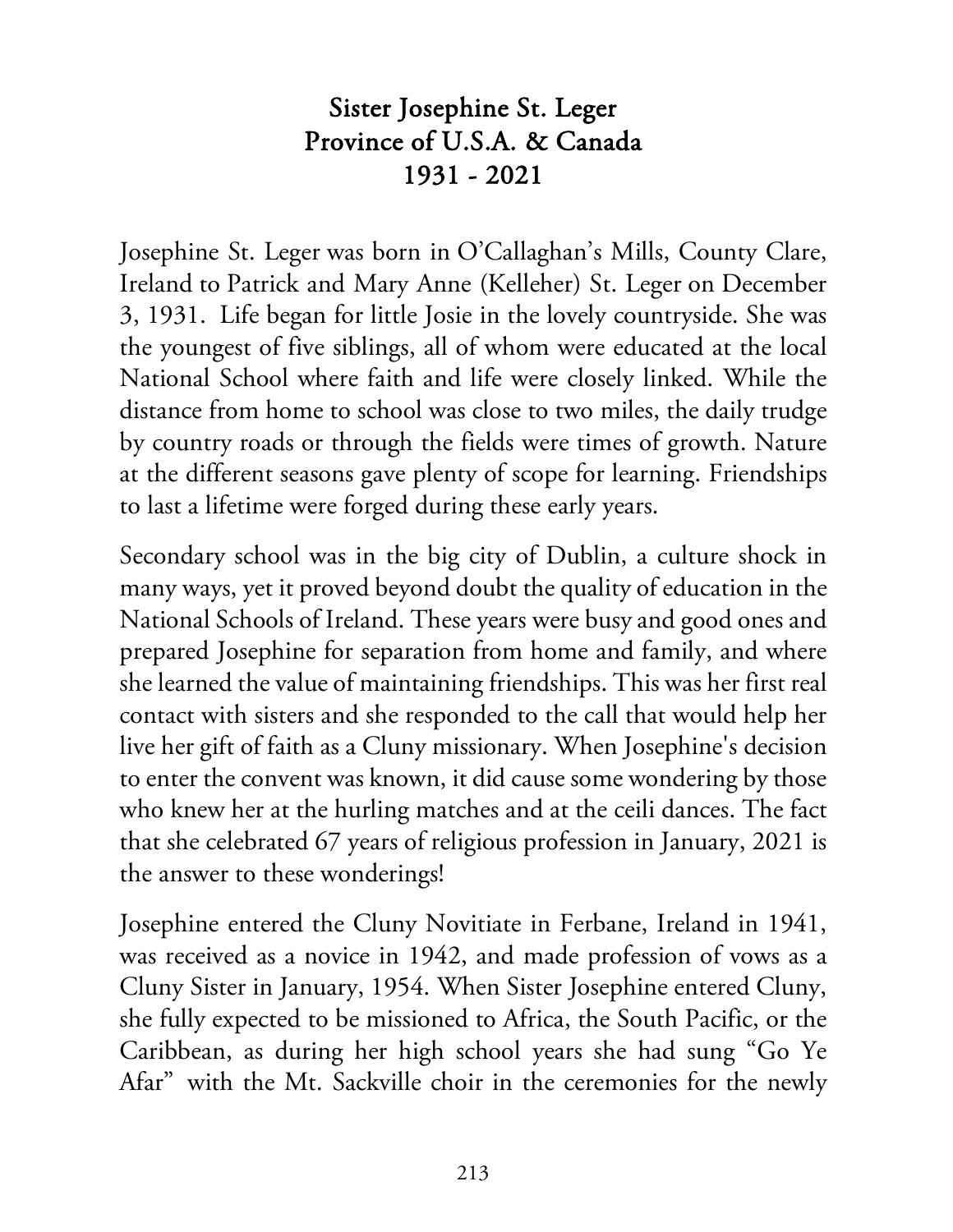# Sister Josephine St. Leger
## Province of U.S.A. & Canada
## 1931 - 2021

Josephine St. Leger was born in O'Callaghan's Mills, County Clare, Ireland to Patrick and Mary Anne (Kelleher) St. Leger on December 3, 1931. Life began for little Josie in the lovely countryside. She was the youngest of five siblings, all of whom were educated at the local National School where faith and life were closely linked. While the distance from home to school was close to two miles, the daily trudge by country roads or through the fields were times of growth. Nature at the different seasons gave plenty of scope for learning. Friendships to last a lifetime were forged during these early years.

Secondary school was in the big city of Dublin, a culture shock in many ways, yet it proved beyond doubt the quality of education in the National Schools of Ireland. These years were busy and good ones and prepared Josephine for separation from home and family, and where she learned the value of maintaining friendships. This was her first real contact with sisters and she responded to the call that would help her live her gift of faith as a Cluny missionary. When Josephine's decision to enter the convent was known, it did cause some wondering by those who knew her at the hurling matches and at the ceili dances. The fact that she celebrated 67 years of religious profession in January, 2021 is the answer to these wonderings!

Josephine entered the Cluny Novitiate in Ferbane, Ireland in 1941, was received as a novice in 1942, and made profession of vows as a Cluny Sister in January, 1954. When Sister Josephine entered Cluny, she fully expected to be missioned to Africa, the South Pacific, or the Caribbean, as during her high school years she had sung "Go Ye Afar" with the Mt. Sackville choir in the ceremonies for the newly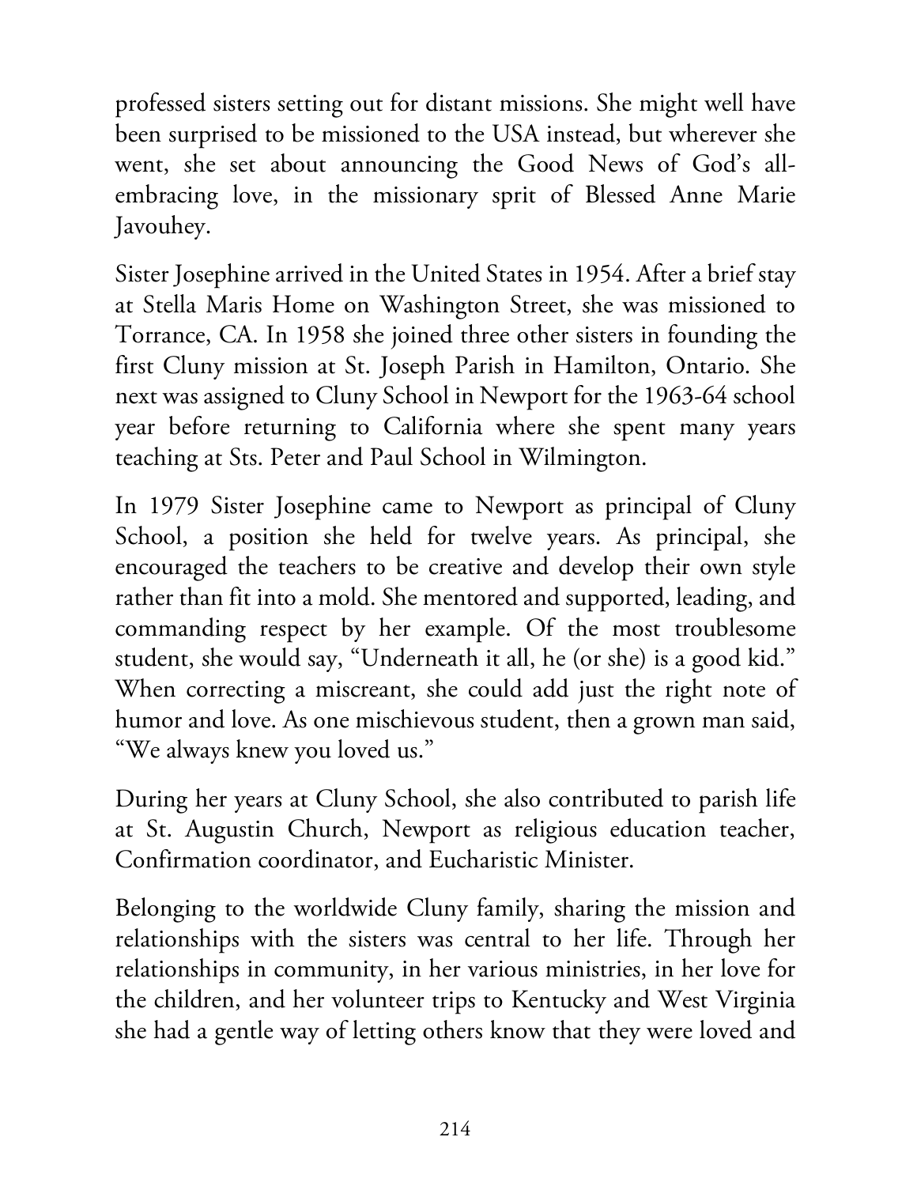professed sisters setting out for distant missions. She might well have been surprised to be missioned to the USA instead, but wherever she went, she set about announcing the Good News of God's all-embracing love, in the missionary sprit of Blessed Anne Marie Javouhey.

Sister Josephine arrived in the United States in 1954. After a brief stay at Stella Maris Home on Washington Street, she was missioned to Torrance, CA. In 1958 she joined three other sisters in founding the first Cluny mission at St. Joseph Parish in Hamilton, Ontario. She next was assigned to Cluny School in Newport for the 1963-64 school year before returning to California where she spent many years teaching at Sts. Peter and Paul School in Wilmington.

In 1979 Sister Josephine came to Newport as principal of Cluny School, a position she held for twelve years. As principal, she encouraged the teachers to be creative and develop their own style rather than fit into a mold. She mentored and supported, leading, and commanding respect by her example. Of the most troublesome student, she would say, "Underneath it all, he (or she) is a good kid." When correcting a miscreant, she could add just the right note of humor and love. As one mischievous student, then a grown man said, "We always knew you loved us."

During her years at Cluny School, she also contributed to parish life at St. Augustin Church, Newport as religious education teacher, Confirmation coordinator, and Eucharistic Minister.

Belonging to the worldwide Cluny family, sharing the mission and relationships with the sisters was central to her life. Through her relationships in community, in her various ministries, in her love for the children, and her volunteer trips to Kentucky and West Virginia she had a gentle way of letting others know that they were loved and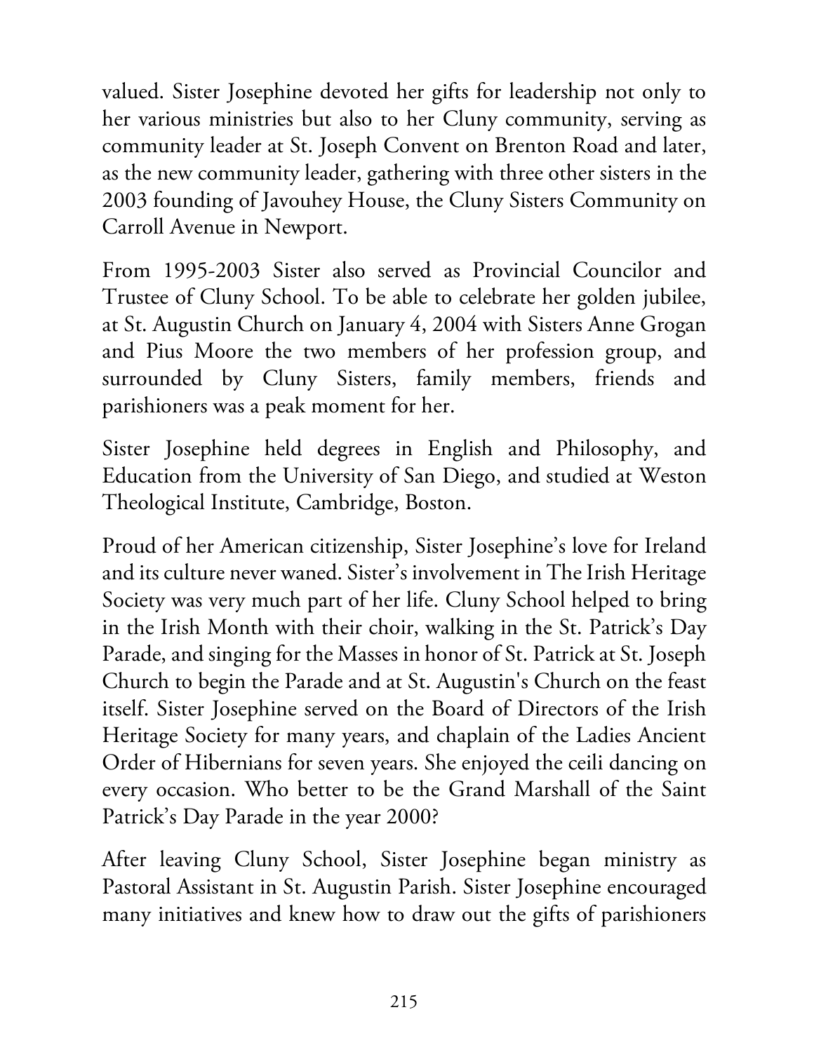valued. Sister Josephine devoted her gifts for leadership not only to her various ministries but also to her Cluny community, serving as community leader at St. Joseph Convent on Brenton Road and later, as the new community leader, gathering with three other sisters in the 2003 founding of Javouhey House, the Cluny Sisters Community on Carroll Avenue in Newport.

From 1995-2003 Sister also served as Provincial Councilor and Trustee of Cluny School. To be able to celebrate her golden jubilee, at St. Augustin Church on January 4, 2004 with Sisters Anne Grogan and Pius Moore the two members of her profession group, and surrounded by Cluny Sisters, family members, friends and parishioners was a peak moment for her.

Sister Josephine held degrees in English and Philosophy, and Education from the University of San Diego, and studied at Weston Theological Institute, Cambridge, Boston.

Proud of her American citizenship, Sister Josephine's love for Ireland and its culture never waned. Sister's involvement in The Irish Heritage Society was very much part of her life. Cluny School helped to bring in the Irish Month with their choir, walking in the St. Patrick's Day Parade, and singing for the Masses in honor of St. Patrick at St. Joseph Church to begin the Parade and at St. Augustin's Church on the feast itself. Sister Josephine served on the Board of Directors of the Irish Heritage Society for many years, and chaplain of the Ladies Ancient Order of Hibernians for seven years. She enjoyed the ceili dancing on every occasion. Who better to be the Grand Marshall of the Saint Patrick's Day Parade in the year 2000?

After leaving Cluny School, Sister Josephine began ministry as Pastoral Assistant in St. Augustin Parish. Sister Josephine encouraged many initiatives and knew how to draw out the gifts of parishioners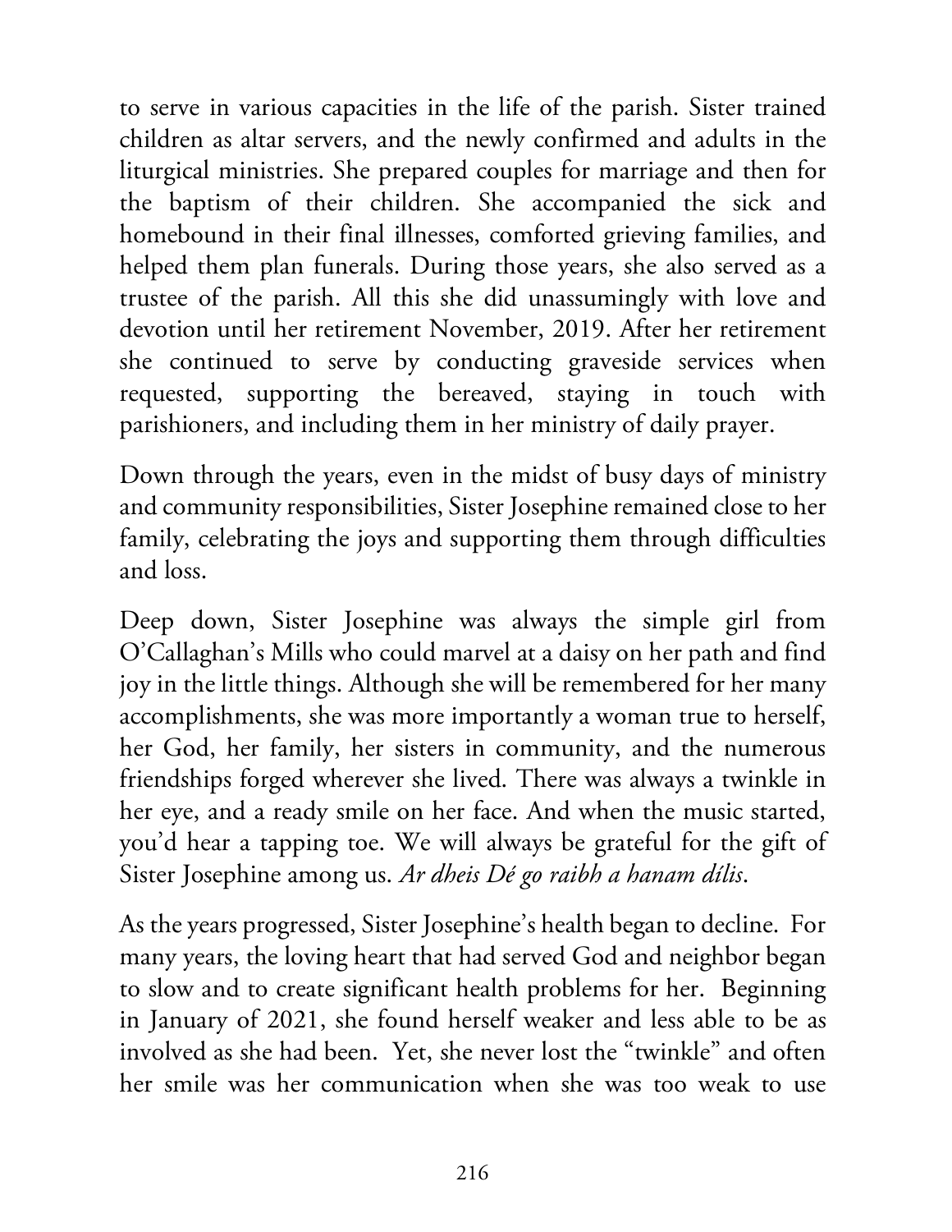to serve in various capacities in the life of the parish. Sister trained children as altar servers, and the newly confirmed and adults in the liturgical ministries. She prepared couples for marriage and then for the baptism of their children. She accompanied the sick and homebound in their final illnesses, comforted grieving families, and helped them plan funerals. During those years, she also served as a trustee of the parish. All this she did unassumingly with love and devotion until her retirement November, 2019. After her retirement she continued to serve by conducting graveside services when requested, supporting the bereaved, staying in touch with parishioners, and including them in her ministry of daily prayer.

Down through the years, even in the midst of busy days of ministry and community responsibilities, Sister Josephine remained close to her family, celebrating the joys and supporting them through difficulties and loss.

Deep down, Sister Josephine was always the simple girl from O'Callaghan's Mills who could marvel at a daisy on her path and find joy in the little things. Although she will be remembered for her many accomplishments, she was more importantly a woman true to herself, her God, her family, her sisters in community, and the numerous friendships forged wherever she lived. There was always a twinkle in her eye, and a ready smile on her face. And when the music started, you'd hear a tapping toe. We will always be grateful for the gift of Sister Josephine among us. *Ar dheis Dé go raibh a hanam dílis*.

As the years progressed, Sister Josephine's health began to decline. For many years, the loving heart that had served God and neighbor began to slow and to create significant health problems for her. Beginning in January of 2021, she found herself weaker and less able to be as involved as she had been. Yet, she never lost the "twinkle" and often her smile was her communication when she was too weak to use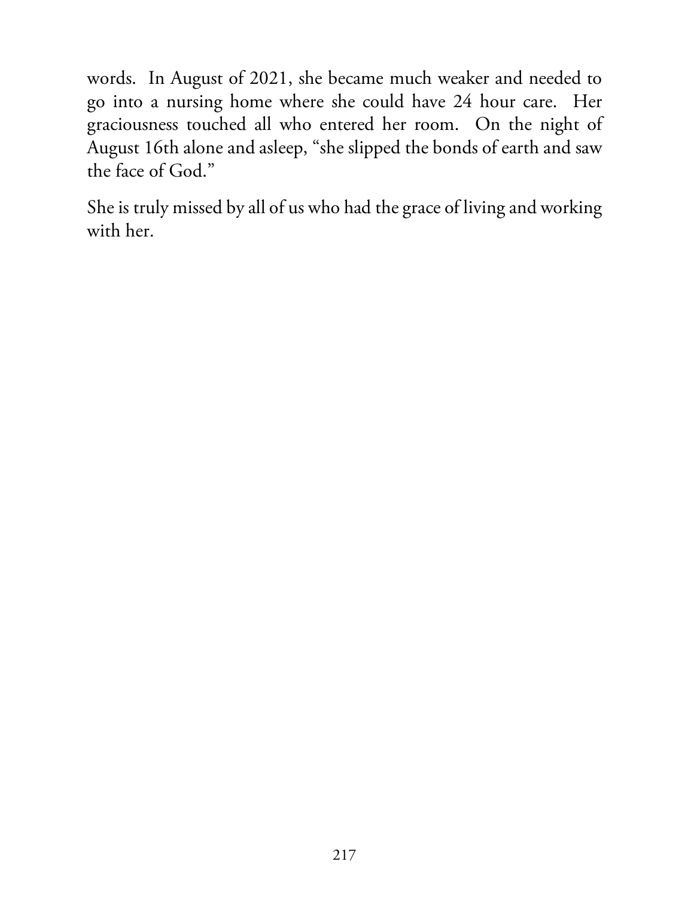words. In August of 2021, she became much weaker and needed to go into a nursing home where she could have 24 hour care. Her graciousness touched all who entered her room. On the night of August 16th alone and asleep, "she slipped the bonds of earth and saw the face of God."

She is truly missed by all of us who had the grace of living and working with her.